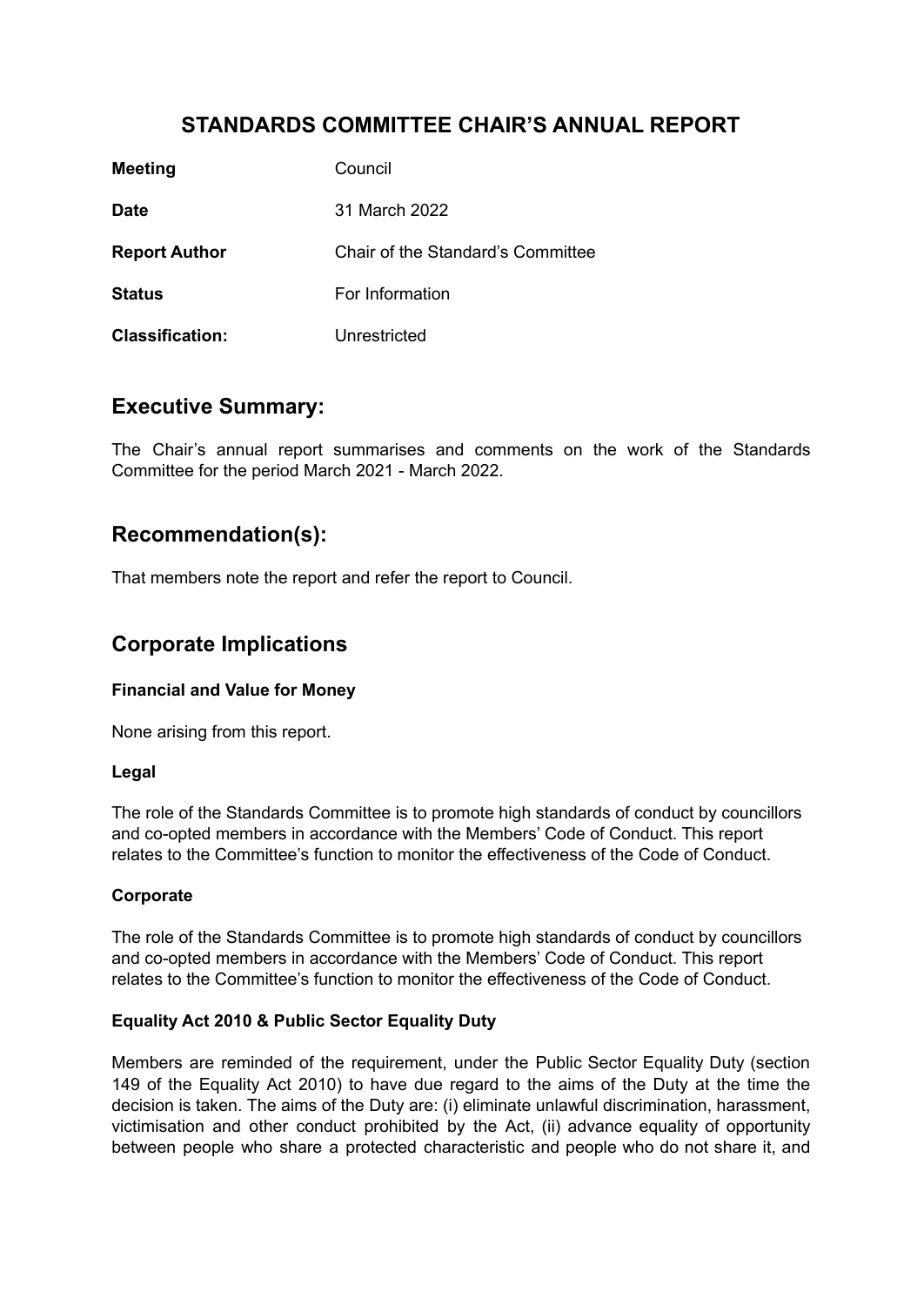# STANDARDS COMMITTEE CHAIR'S ANNUAL REPORT

| | |
|---|---|
| **Meeting** | Council |
| **Date** | 31 March 2022 |
| **Report Author** | Chair of the Standard's Committee |
| **Status** | For Information |
| **Classification:** | Unrestricted |

## Executive Summary:

The Chair's annual report summarises and comments on the work of the Standards Committee for the period March 2021 - March 2022.

## Recommendation(s):

That members note the report and refer the report to Council.

## Corporate Implications

### Financial and Value for Money

None arising from this report.

### Legal

The role of the Standards Committee is to promote high standards of conduct by councillors and co-opted members in accordance with the Members' Code of Conduct. This report relates to the Committee's function to monitor the effectiveness of the Code of Conduct.

### Corporate

The role of the Standards Committee is to promote high standards of conduct by councillors and co-opted members in accordance with the Members' Code of Conduct. This report relates to the Committee's function to monitor the effectiveness of the Code of Conduct.

### Equality Act 2010 & Public Sector Equality Duty

Members are reminded of the requirement, under the Public Sector Equality Duty (section 149 of the Equality Act 2010) to have due regard to the aims of the Duty at the time the decision is taken. The aims of the Duty are: (i) eliminate unlawful discrimination, harassment, victimisation and other conduct prohibited by the Act, (ii) advance equality of opportunity between people who share a protected characteristic and people who do not share it, and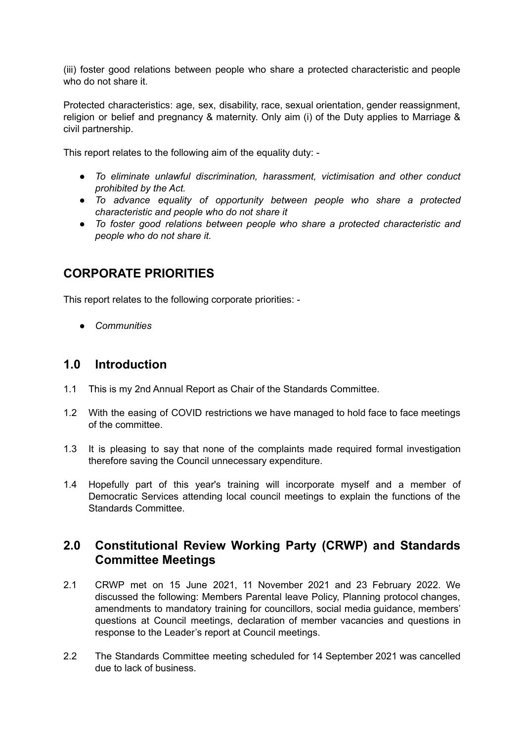(iii) foster good relations between people who share a protected characteristic and people who do not share it.

Protected characteristics: age, sex, disability, race, sexual orientation, gender reassignment, religion or belief and pregnancy & maternity. Only aim (i) of the Duty applies to Marriage & civil partnership.

This report relates to the following aim of the equality duty: -

- *To eliminate unlawful discrimination, harassment, victimisation and other conduct prohibited by the Act.*
- *To advance equality of opportunity between people who share a protected characteristic and people who do not share it*
- *To foster good relations between people who share a protected characteristic and people who do not share it.*

## CORPORATE PRIORITIES

This report relates to the following corporate priorities: -

- *Communities*

## 1.0 Introduction

1.1 This is my 2nd Annual Report as Chair of the Standards Committee.

1.2 With the easing of COVID restrictions we have managed to hold face to face meetings of the committee.

1.3 It is pleasing to say that none of the complaints made required formal investigation therefore saving the Council unnecessary expenditure.

1.4 Hopefully part of this year's training will incorporate myself and a member of Democratic Services attending local council meetings to explain the functions of the Standards Committee.

## 2.0 Constitutional Review Working Party (CRWP) and Standards Committee Meetings

2.1 CRWP met on 15 June 2021, 11 November 2021 and 23 February 2022. We discussed the following: Members Parental leave Policy, Planning protocol changes, amendments to mandatory training for councillors, social media guidance, members' questions at Council meetings, declaration of member vacancies and questions in response to the Leader's report at Council meetings.

2.2 The Standards Committee meeting scheduled for 14 September 2021 was cancelled due to lack of business.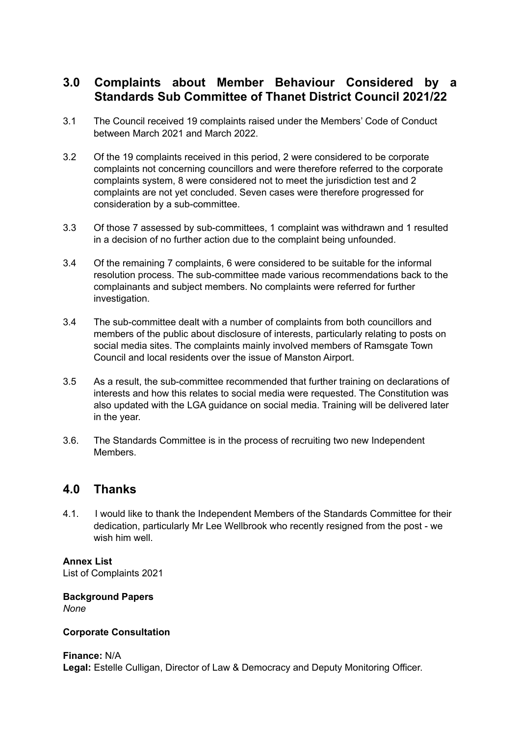## 3.0 Complaints about Member Behaviour Considered by a Standards Sub Committee of Thanet District Council 2021/22

3.1 The Council received 19 complaints raised under the Members' Code of Conduct between March 2021 and March 2022.

3.2 Of the 19 complaints received in this period, 2 were considered to be corporate complaints not concerning councillors and were therefore referred to the corporate complaints system, 8 were considered not to meet the jurisdiction test and 2 complaints are not yet concluded. Seven cases were therefore progressed for consideration by a sub-committee.

3.3 Of those 7 assessed by sub-committees, 1 complaint was withdrawn and 1 resulted in a decision of no further action due to the complaint being unfounded.

3.4 Of the remaining 7 complaints, 6 were considered to be suitable for the informal resolution process. The sub-committee made various recommendations back to the complainants and subject members. No complaints were referred for further investigation.

3.4 The sub-committee dealt with a number of complaints from both councillors and members of the public about disclosure of interests, particularly relating to posts on social media sites. The complaints mainly involved members of Ramsgate Town Council and local residents over the issue of Manston Airport.

3.5 As a result, the sub-committee recommended that further training on declarations of interests and how this relates to social media were requested. The Constitution was also updated with the LGA guidance on social media. Training will be delivered later in the year.

3.6. The Standards Committee is in the process of recruiting two new Independent Members.

## 4.0 Thanks

4.1. I would like to thank the Independent Members of the Standards Committee for their dedication, particularly Mr Lee Wellbrook who recently resigned from the post - we wish him well.

**Annex List**
List of Complaints 2021

**Background Papers**
*None*

**Corporate Consultation**

**Finance:** N/A
**Legal:** Estelle Culligan, Director of Law & Democracy and Deputy Monitoring Officer.